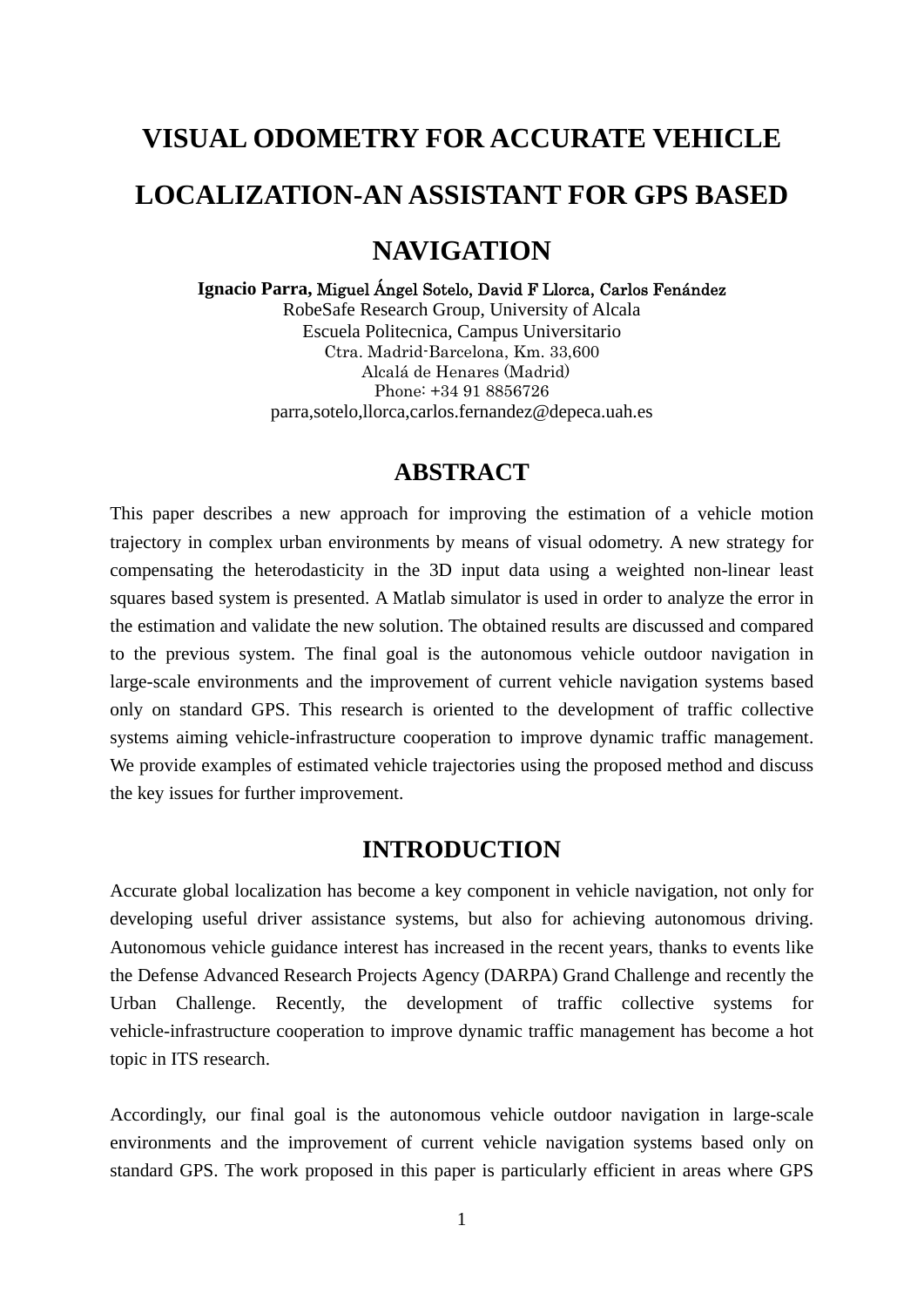# VISUAL ODOMETRY FOR ACCURATE VEHICLE LOCALIZATION-AN ASSISTANT FOR GPS BASED NAVIGATION

**Ignacio Parra,** **Miguel Ángel Sotelo, David F Llorca, Carlos Fenández**

RobeSafe Research Group, University of Alcala
Escuela Politecnica, Campus Universitario
Ctra. Madrid-Barcelona, Km. 33,600
Alcalá de Henares (Madrid)
Phone: +34 91 8856726
parra,sotelo,llorca,carlos.fernandez@depeca.uah.es

## ABSTRACT

This paper describes a new approach for improving the estimation of a vehicle motion trajectory in complex urban environments by means of visual odometry. A new strategy for compensating the heterodasticity in the 3D input data using a weighted non-linear least squares based system is presented. A Matlab simulator is used in order to analyze the error in the estimation and validate the new solution. The obtained results are discussed and compared to the previous system. The final goal is the autonomous vehicle outdoor navigation in large-scale environments and the improvement of current vehicle navigation systems based only on standard GPS. This research is oriented to the development of traffic collective systems aiming vehicle-infrastructure cooperation to improve dynamic traffic management. We provide examples of estimated vehicle trajectories using the proposed method and discuss the key issues for further improvement.

## INTRODUCTION

Accurate global localization has become a key component in vehicle navigation, not only for developing useful driver assistance systems, but also for achieving autonomous driving. Autonomous vehicle guidance interest has increased in the recent years, thanks to events like the Defense Advanced Research Projects Agency (DARPA) Grand Challenge and recently the Urban Challenge. Recently, the development of traffic collective systems for vehicle-infrastructure cooperation to improve dynamic traffic management has become a hot topic in ITS research.

Accordingly, our final goal is the autonomous vehicle outdoor navigation in large-scale environments and the improvement of current vehicle navigation systems based only on standard GPS. The work proposed in this paper is particularly efficient in areas where GPS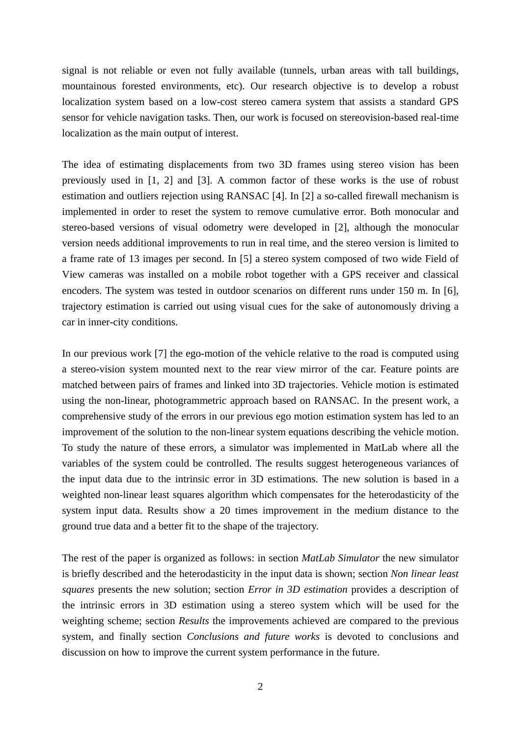signal is not reliable or even not fully available (tunnels, urban areas with tall buildings, mountainous forested environments, etc). Our research objective is to develop a robust localization system based on a low-cost stereo camera system that assists a standard GPS sensor for vehicle navigation tasks. Then, our work is focused on stereovision-based real-time localization as the main output of interest.

The idea of estimating displacements from two 3D frames using stereo vision has been previously used in [1, 2] and [3]. A common factor of these works is the use of robust estimation and outliers rejection using RANSAC [4]. In [2] a so-called firewall mechanism is implemented in order to reset the system to remove cumulative error. Both monocular and stereo-based versions of visual odometry were developed in [2], although the monocular version needs additional improvements to run in real time, and the stereo version is limited to a frame rate of 13 images per second. In [5] a stereo system composed of two wide Field of View cameras was installed on a mobile robot together with a GPS receiver and classical encoders. The system was tested in outdoor scenarios on different runs under 150 m. In [6], trajectory estimation is carried out using visual cues for the sake of autonomously driving a car in inner-city conditions.

In our previous work [7] the ego-motion of the vehicle relative to the road is computed using a stereo-vision system mounted next to the rear view mirror of the car. Feature points are matched between pairs of frames and linked into 3D trajectories. Vehicle motion is estimated using the non-linear, photogrammetric approach based on RANSAC. In the present work, a comprehensive study of the errors in our previous ego motion estimation system has led to an improvement of the solution to the non-linear system equations describing the vehicle motion. To study the nature of these errors, a simulator was implemented in MatLab where all the variables of the system could be controlled. The results suggest heterogeneous variances of the input data due to the intrinsic error in 3D estimations. The new solution is based in a weighted non-linear least squares algorithm which compensates for the heterodasticity of the system input data. Results show a 20 times improvement in the medium distance to the ground true data and a better fit to the shape of the trajectory.

The rest of the paper is organized as follows: in section *MatLab Simulator* the new simulator is briefly described and the heterodasticity in the input data is shown; section *Non linear least squares* presents the new solution; section *Error in 3D estimation* provides a description of the intrinsic errors in 3D estimation using a stereo system which will be used for the weighting scheme; section *Results* the improvements achieved are compared to the previous system, and finally section *Conclusions and future works* is devoted to conclusions and discussion on how to improve the current system performance in the future.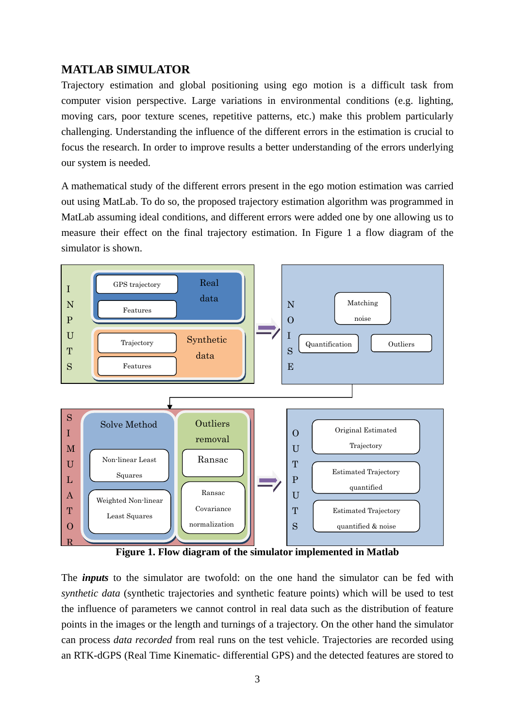## MATLAB SIMULATOR

Trajectory estimation and global positioning using ego motion is a difficult task from computer vision perspective. Large variations in environmental conditions (e.g. lighting, moving cars, poor texture scenes, repetitive patterns, etc.) make this problem particularly challenging. Understanding the influence of the different errors in the estimation is crucial to focus the research. In order to improve results a better understanding of the errors underlying our system is needed.

A mathematical study of the different errors present in the ego motion estimation was carried out using MatLab. To do so, the proposed trajectory estimation algorithm was programmed in MatLab assuming ideal conditions, and different errors were added one by one allowing us to measure their effect on the final trajectory estimation. In Figure 1 a flow diagram of the simulator is shown.

**Figure 1. Flow diagram of the simulator implemented in Matlab**

The ***inputs*** to the simulator are twofold: on the one hand the simulator can be fed with *synthetic data* (synthetic trajectories and synthetic feature points) which will be used to test the influence of parameters we cannot control in real data such as the distribution of feature points in the images or the length and turnings of a trajectory. On the other hand the simulator can process *data recorded* from real runs on the test vehicle. Trajectories are recorded using an RTK-dGPS (Real Time Kinematic- differential GPS) and the detected features are stored to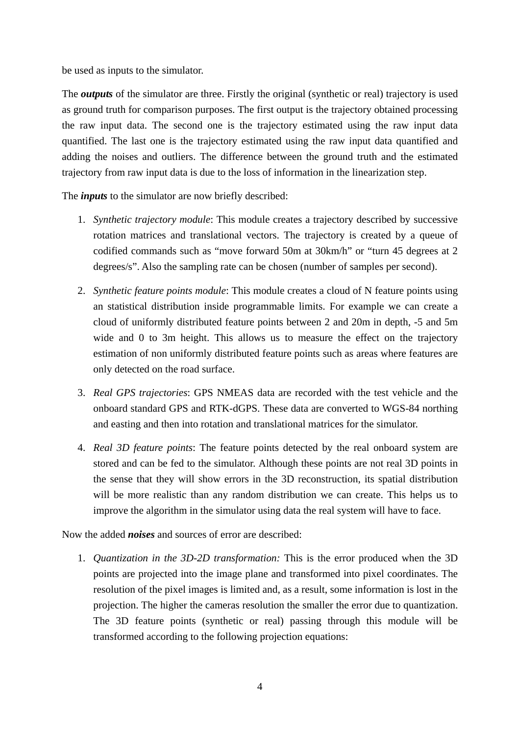be used as inputs to the simulator.

The ***outputs*** of the simulator are three. Firstly the original (synthetic or real) trajectory is used as ground truth for comparison purposes. The first output is the trajectory obtained processing the raw input data. The second one is the trajectory estimated using the raw input data quantified. The last one is the trajectory estimated using the raw input data quantified and adding the noises and outliers. The difference between the ground truth and the estimated trajectory from raw input data is due to the loss of information in the linearization step.

The ***inputs*** to the simulator are now briefly described:

1. *Synthetic trajectory module*: This module creates a trajectory described by successive rotation matrices and translational vectors. The trajectory is created by a queue of codified commands such as "move forward 50m at 30km/h" or "turn 45 degrees at 2 degrees/s". Also the sampling rate can be chosen (number of samples per second).

2. *Synthetic feature points module*: This module creates a cloud of N feature points using an statistical distribution inside programmable limits. For example we can create a cloud of uniformly distributed feature points between 2 and 20m in depth, -5 and 5m wide and 0 to 3m height. This allows us to measure the effect on the trajectory estimation of non uniformly distributed feature points such as areas where features are only detected on the road surface.

3. *Real GPS trajectories*: GPS NMEAS data are recorded with the test vehicle and the onboard standard GPS and RTK-dGPS. These data are converted to WGS-84 northing and easting and then into rotation and translational matrices for the simulator.

4. *Real 3D feature points*: The feature points detected by the real onboard system are stored and can be fed to the simulator. Although these points are not real 3D points in the sense that they will show errors in the 3D reconstruction, its spatial distribution will be more realistic than any random distribution we can create. This helps us to improve the algorithm in the simulator using data the real system will have to face.

Now the added ***noises*** and sources of error are described:

1. *Quantization in the 3D-2D transformation:* This is the error produced when the 3D points are projected into the image plane and transformed into pixel coordinates. The resolution of the pixel images is limited and, as a result, some information is lost in the projection. The higher the cameras resolution the smaller the error due to quantization. The 3D feature points (synthetic or real) passing through this module will be transformed according to the following projection equations: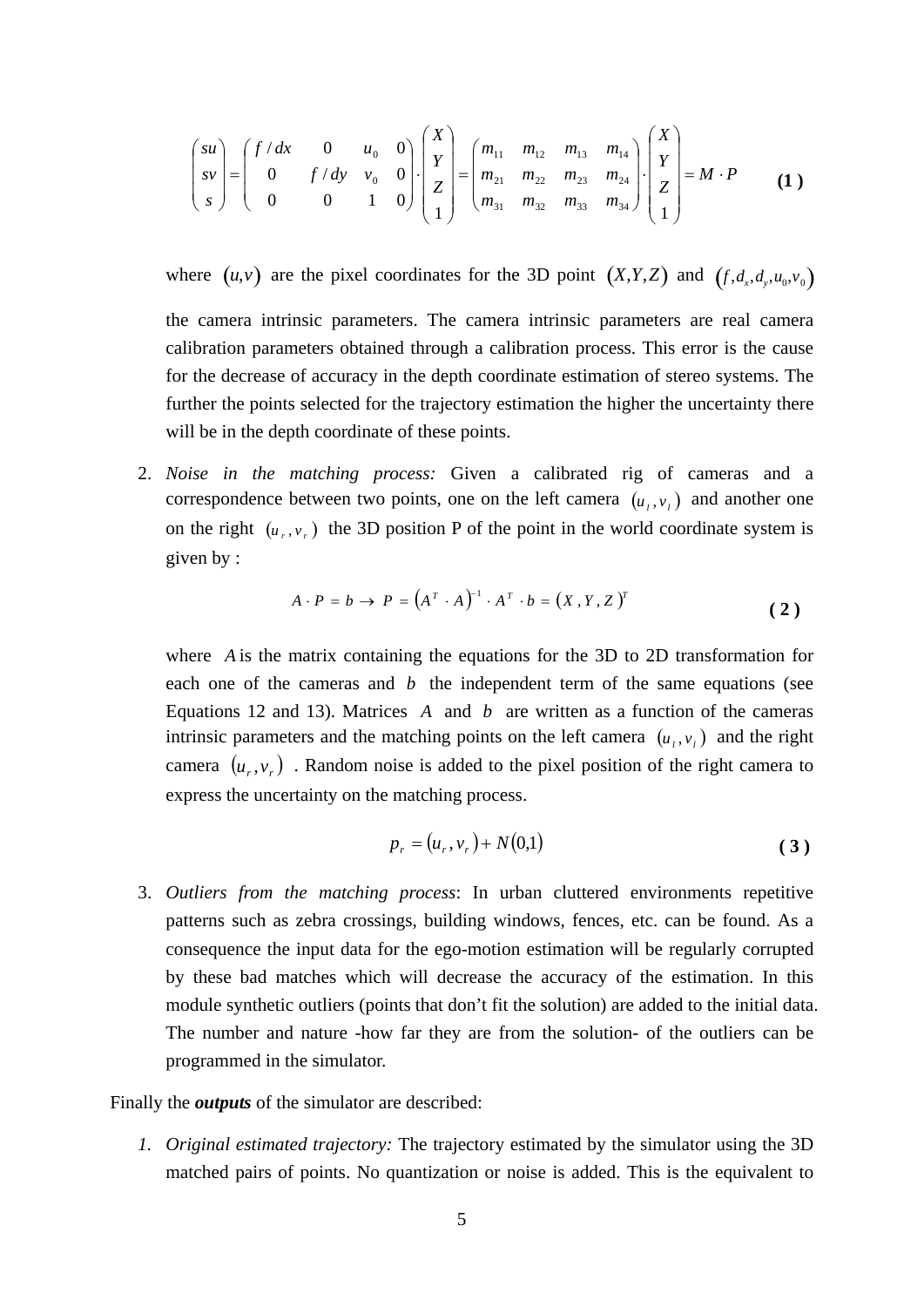$$\begin{pmatrix} su \\ sv \\ s \end{pmatrix} = \begin{pmatrix} f/dx & 0 & u_0 & 0 \\ 0 & f/dy & v_0 & 0 \\ 0 & 0 & 1 & 0 \end{pmatrix} \cdot \begin{pmatrix} X \\ Y \\ Z \\ 1 \end{pmatrix} = \begin{pmatrix} m_{11} & m_{12} & m_{13} & m_{14} \\ m_{21} & m_{22} & m_{23} & m_{24} \\ m_{31} & m_{32} & m_{33} & m_{34} \end{pmatrix} \cdot \begin{pmatrix} X \\ Y \\ Z \\ 1 \end{pmatrix} = M \cdot P \qquad \textbf{(1)}$$

where $(u,v)$ are the pixel coordinates for the 3D point $(X,Y,Z)$ and $(f,d_x,d_y,u_0,v_0)$ the camera intrinsic parameters. The camera intrinsic parameters are real camera calibration parameters obtained through a calibration process. This error is the cause for the decrease of accuracy in the depth coordinate estimation of stereo systems. The further the points selected for the trajectory estimation the higher the uncertainty there will be in the depth coordinate of these points.

2. *Noise in the matching process:* Given a calibrated rig of cameras and a correspondence between two points, one on the left camera $(u_l, v_l)$ and another one on the right $(u_r, v_r)$ the 3D position P of the point in the world coordinate system is given by :

$$A \cdot P = b \rightarrow P = \left(A^T \cdot A\right)^{-1} \cdot A^T \cdot b = (X, Y, Z)^T \qquad \textbf{(2)}$$

where $A$ is the matrix containing the equations for the 3D to 2D transformation for each one of the cameras and $b$ the independent term of the same equations (see Equations 12 and 13). Matrices $A$ and $b$ are written as a function of the cameras intrinsic parameters and the matching points on the left camera $(u_l, v_l)$ and the right camera $(u_r, v_r)$. Random noise is added to the pixel position of the right camera to express the uncertainty on the matching process.

$$p_r = (u_r, v_r) + N(0,1) \qquad \textbf{(3)}$$

3. *Outliers from the matching process*: In urban cluttered environments repetitive patterns such as zebra crossings, building windows, fences, etc. can be found. As a consequence the input data for the ego-motion estimation will be regularly corrupted by these bad matches which will decrease the accuracy of the estimation. In this module synthetic outliers (points that don't fit the solution) are added to the initial data. The number and nature -how far they are from the solution- of the outliers can be programmed in the simulator.

Finally the ***outputs*** of the simulator are described:

1. *Original estimated trajectory:* The trajectory estimated by the simulator using the 3D matched pairs of points. No quantization or noise is added. This is the equivalent to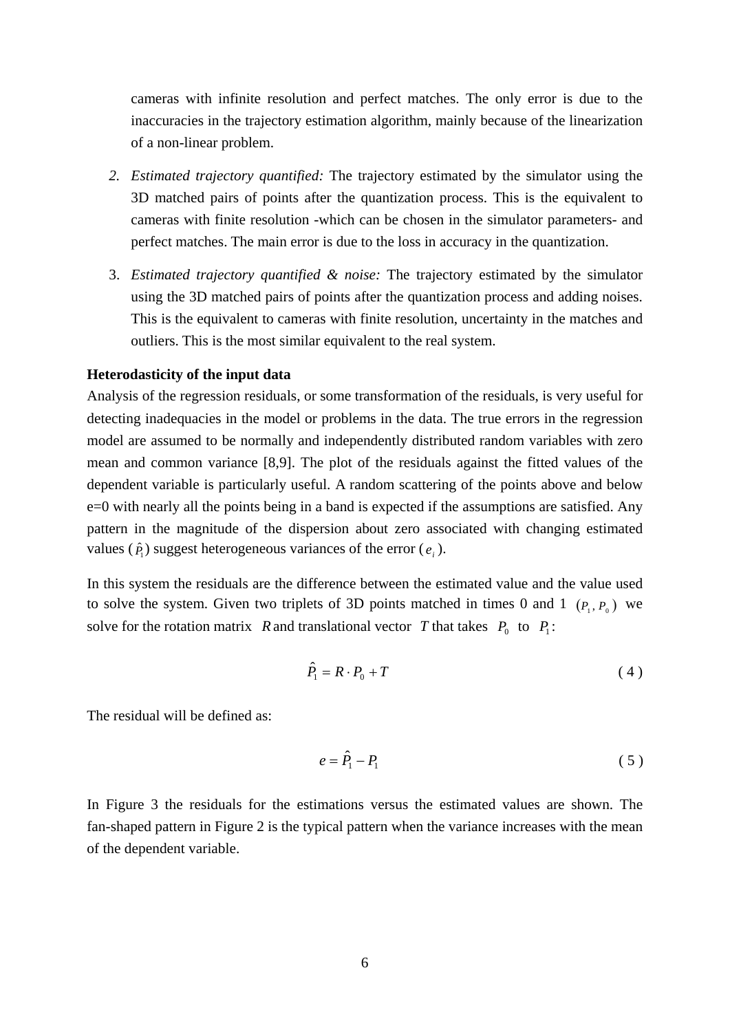cameras with infinite resolution and perfect matches. The only error is due to the inaccuracies in the trajectory estimation algorithm, mainly because of the linearization of a non-linear problem.

2. *Estimated trajectory quantified:* The trajectory estimated by the simulator using the 3D matched pairs of points after the quantization process. This is the equivalent to cameras with finite resolution -which can be chosen in the simulator parameters- and perfect matches. The main error is due to the loss in accuracy in the quantization.

3. *Estimated trajectory quantified & noise:* The trajectory estimated by the simulator using the 3D matched pairs of points after the quantization process and adding noises. This is the equivalent to cameras with finite resolution, uncertainty in the matches and outliers. This is the most similar equivalent to the real system.

**Heterodasticity of the input data**

Analysis of the regression residuals, or some transformation of the residuals, is very useful for detecting inadequacies in the model or problems in the data. The true errors in the regression model are assumed to be normally and independently distributed random variables with zero mean and common variance [8,9]. The plot of the residuals against the fitted values of the dependent variable is particularly useful. A random scattering of the points above and below e=0 with nearly all the points being in a band is expected if the assumptions are satisfied. Any pattern in the magnitude of the dispersion about zero associated with changing estimated values ($\hat{P}_1$) suggest heterogeneous variances of the error ($e_i$).

In this system the residuals are the difference between the estimated value and the value used to solve the system. Given two triplets of 3D points matched in times 0 and 1 $(P_1, P_0)$ we solve for the rotation matrix $R$ and translational vector $T$ that takes $P_0$ to $P_1$:

$$\hat{P}_1 = R \cdot P_0 + T \tag{4}$$

The residual will be defined as:

$$e = \hat{P}_1 - P_1 \tag{5}$$

In Figure 3 the residuals for the estimations versus the estimated values are shown. The fan-shaped pattern in Figure 2 is the typical pattern when the variance increases with the mean of the dependent variable.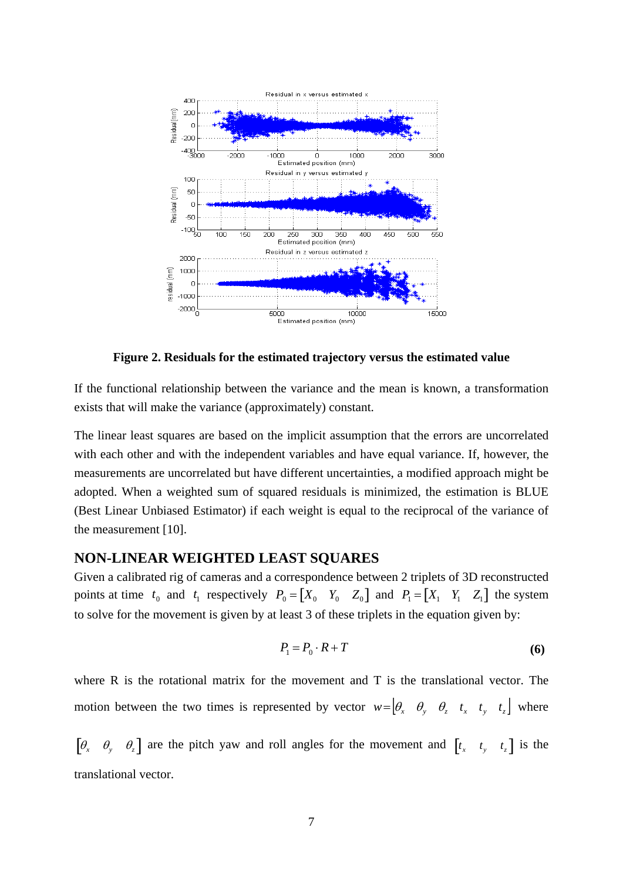**Figure 2. Residuals for the estimated trajectory versus the estimated value**

If the functional relationship between the variance and the mean is known, a transformation exists that will make the variance (approximately) constant.

The linear least squares are based on the implicit assumption that the errors are uncorrelated with each other and with the independent variables and have equal variance. If, however, the measurements are uncorrelated but have different uncertainties, a modified approach might be adopted. When a weighted sum of squared residuals is minimized, the estimation is BLUE (Best Linear Unbiased Estimator) if each weight is equal to the reciprocal of the variance of the measurement [10].

## NON-LINEAR WEIGHTED LEAST SQUARES

Given a calibrated rig of cameras and a correspondence between 2 triplets of 3D reconstructed points at time $t_0$ and $t_1$ respectively $P_0 = [X_0 \quad Y_0 \quad Z_0]$ and $P_1 = [X_1 \quad Y_1 \quad Z_1]$ the system to solve for the movement is given by at least 3 of these triplets in the equation given by:

$$P_1 = P_0 \cdot R + T \tag{6}$$

where R is the rotational matrix for the movement and T is the translational vector. The motion between the two times is represented by vector $w = [\theta_x \quad \theta_y \quad \theta_z \quad t_x \quad t_y \quad t_z]$ where $[\theta_x \quad \theta_y \quad \theta_z]$ are the pitch yaw and roll angles for the movement and $[t_x \quad t_y \quad t_z]$ is the translational vector.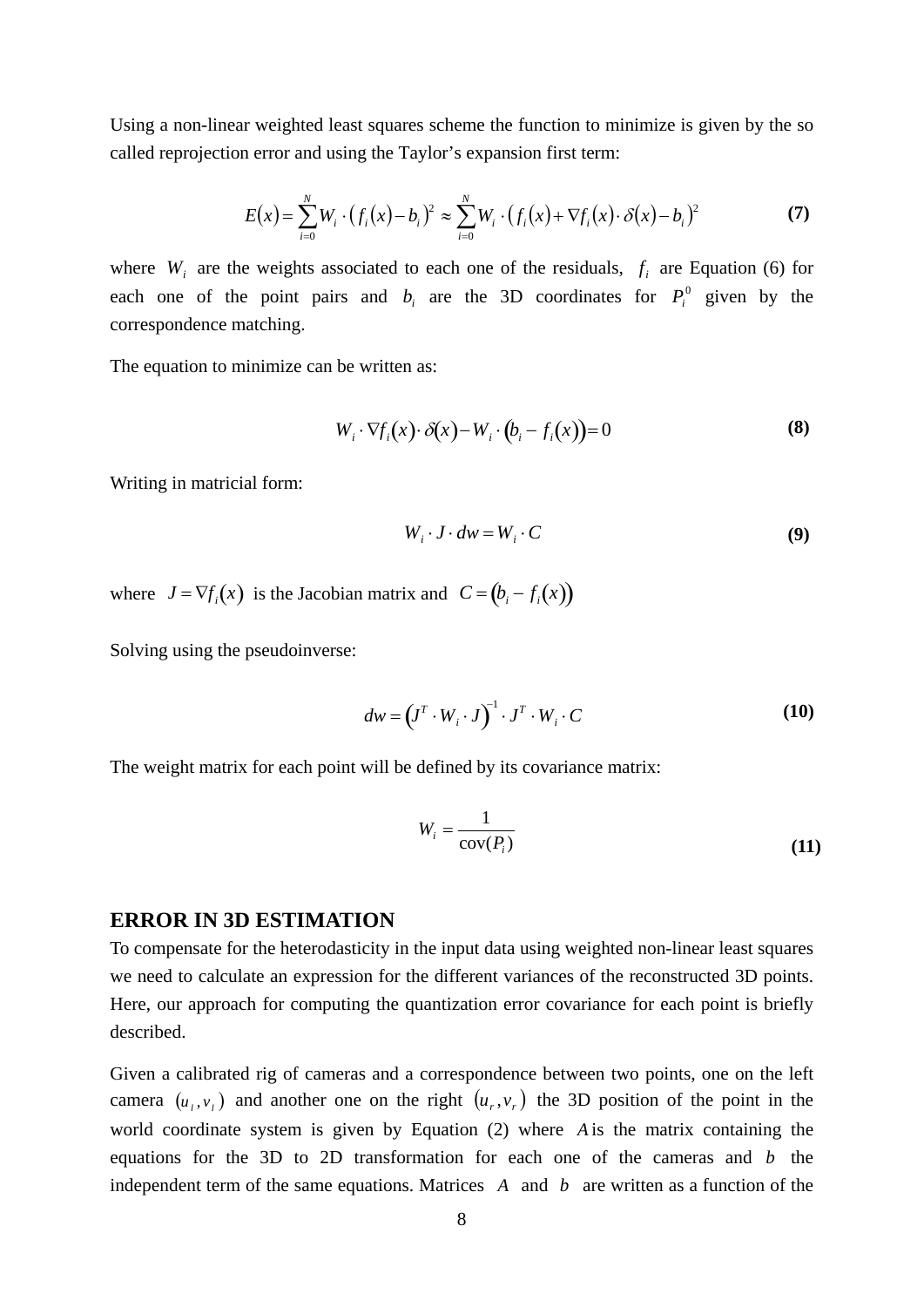Using a non-linear weighted least squares scheme the function to minimize is given by the so called reprojection error and using the Taylor's expansion first term:

$$E(x) = \sum_{i=0}^{N} W_i \cdot \left( f_i(x) - b_i \right)^2 \approx \sum_{i=0}^{N} W_i \cdot \left( f_i(x) + \nabla f_i(x) \cdot \delta(x) - b_i \right)^2 \tag{7}$$

where $W_i$ are the weights associated to each one of the residuals, $f_i$ are Equation (6) for each one of the point pairs and $b_i$ are the 3D coordinates for $P_i^0$ given by the correspondence matching.

The equation to minimize can be written as:

$$W_i \cdot \nabla f_i(x) \cdot \delta(x) - W_i \cdot \left(b_i - f_i(x)\right) = 0 \tag{8}$$

Writing in matricial form:

$$W_i \cdot J \cdot dw = W_i \cdot C \tag{9}$$

where $J = \nabla f_i(x)$ is the Jacobian matrix and $C = \left(b_i - f_i(x)\right)$

Solving using the pseudoinverse:

$$dw = \left(J^T \cdot W_i \cdot J\right)^{-1} \cdot J^T \cdot W_i \cdot C \tag{10}$$

The weight matrix for each point will be defined by its covariance matrix:

$$W_i = \frac{1}{\operatorname{cov}(P_i)} \tag{11}$$

## ERROR IN 3D ESTIMATION

To compensate for the heterodasticity in the input data using weighted non-linear least squares we need to calculate an expression for the different variances of the reconstructed 3D points. Here, our approach for computing the quantization error covariance for each point is briefly described.

Given a calibrated rig of cameras and a correspondence between two points, one on the left camera $(u_l, v_l)$ and another one on the right $(u_r, v_r)$ the 3D position of the point in the world coordinate system is given by Equation (2) where $A$ is the matrix containing the equations for the 3D to 2D transformation for each one of the cameras and $b$ the independent term of the same equations. Matrices $A$ and $b$ are written as a function of the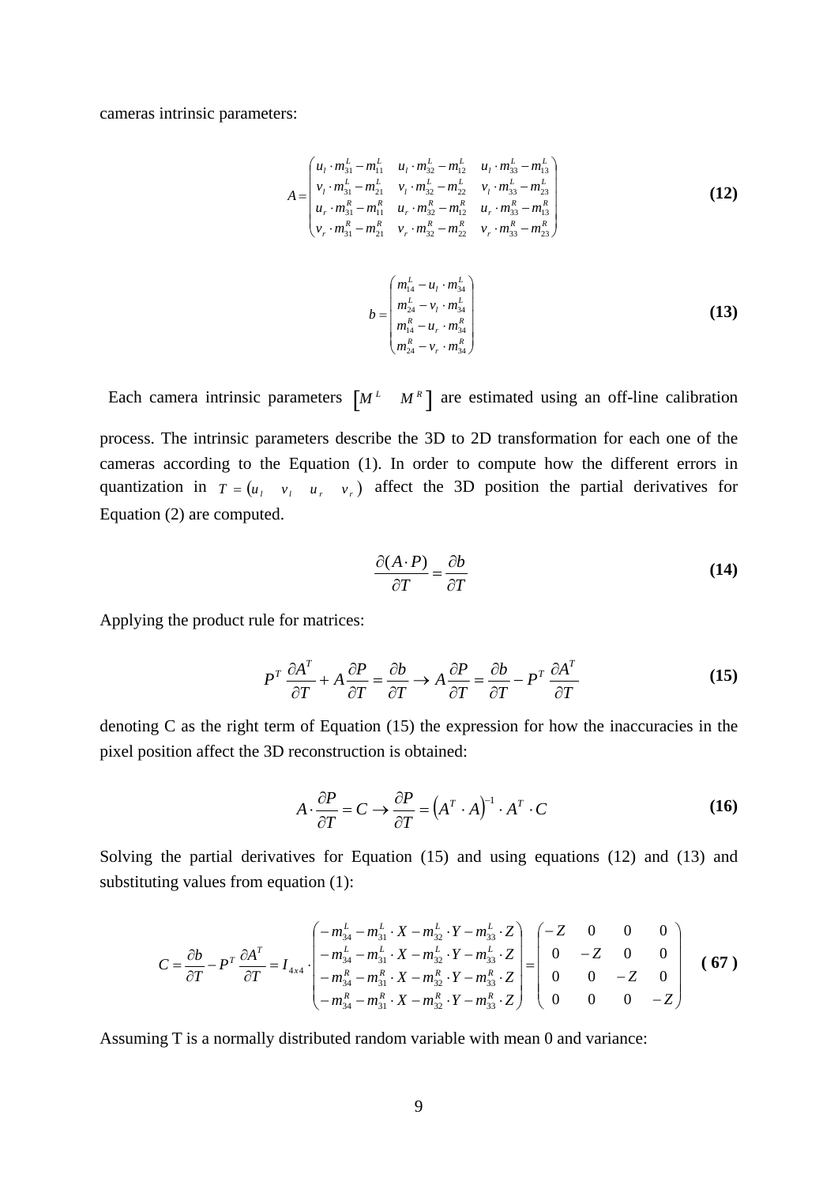cameras intrinsic parameters:

$$A = \begin{pmatrix} u_l \cdot m_{31}^L - m_{11}^L & u_l \cdot m_{32}^L - m_{12}^L & u_l \cdot m_{33}^L - m_{13}^L \\ v_l \cdot m_{31}^L - m_{21}^L & v_l \cdot m_{32}^L - m_{22}^L & v_l \cdot m_{33}^L - m_{23}^L \\ u_r \cdot m_{31}^R - m_{11}^R & u_r \cdot m_{32}^R - m_{12}^R & u_r \cdot m_{33}^R - m_{13}^R \\ v_r \cdot m_{31}^R - m_{21}^R & v_r \cdot m_{32}^R - m_{22}^R & v_r \cdot m_{33}^R - m_{23}^R \end{pmatrix} \quad \textbf{(12)}$$

$$b = \begin{pmatrix} m_{14}^L - u_l \cdot m_{34}^L \\ m_{24}^L - v_l \cdot m_{34}^L \\ m_{14}^R - u_r \cdot m_{34}^R \\ m_{24}^R - v_r \cdot m_{34}^R \end{pmatrix} \quad \textbf{(13)}$$

Each camera intrinsic parameters $\begin{bmatrix} M^L & M^R \end{bmatrix}$ are estimated using an off-line calibration process. The intrinsic parameters describe the 3D to 2D transformation for each one of the cameras according to the Equation (1). In order to compute how the different errors in quantization in $T = \begin{pmatrix} u_l & v_l & u_r & v_r \end{pmatrix}$ affect the 3D position the partial derivatives for Equation (2) are computed.

$$\frac{\partial (A \cdot P)}{\partial T} = \frac{\partial b}{\partial T} \quad \textbf{(14)}$$

Applying the product rule for matrices:

$$P^T \frac{\partial A^T}{\partial T} + A \frac{\partial P}{\partial T} = \frac{\partial b}{\partial T} \rightarrow A \frac{\partial P}{\partial T} = \frac{\partial b}{\partial T} - P^T \frac{\partial A^T}{\partial T} \quad \textbf{(15)}$$

denoting C as the right term of Equation (15) the expression for how the inaccuracies in the pixel position affect the 3D reconstruction is obtained:

$$A \cdot \frac{\partial P}{\partial T} = C \rightarrow \frac{\partial P}{\partial T} = \left(A^T \cdot A\right)^{-1} \cdot A^T \cdot C \quad \textbf{(16)}$$

Solving the partial derivatives for Equation (15) and using equations (12) and (13) and substituting values from equation (1):

$$C = \frac{\partial b}{\partial T} - P^T \frac{\partial A^T}{\partial T} = I_{4x4} \cdot \begin{pmatrix} -m_{34}^L - m_{31}^L \cdot X - m_{32}^L \cdot Y - m_{33}^L \cdot Z \\ -m_{34}^L - m_{31}^L \cdot X - m_{32}^L \cdot Y - m_{33}^L \cdot Z \\ -m_{34}^R - m_{31}^R \cdot X - m_{32}^R \cdot Y - m_{33}^R \cdot Z \\ -m_{34}^R - m_{31}^R \cdot X - m_{32}^R \cdot Y - m_{33}^R \cdot Z \end{pmatrix} = \begin{pmatrix} -Z & 0 & 0 & 0 \\ 0 & -Z & 0 & 0 \\ 0 & 0 & -Z & 0 \\ 0 & 0 & 0 & -Z \end{pmatrix} \quad \textbf{( 67 )}$$

Assuming T is a normally distributed random variable with mean 0 and variance: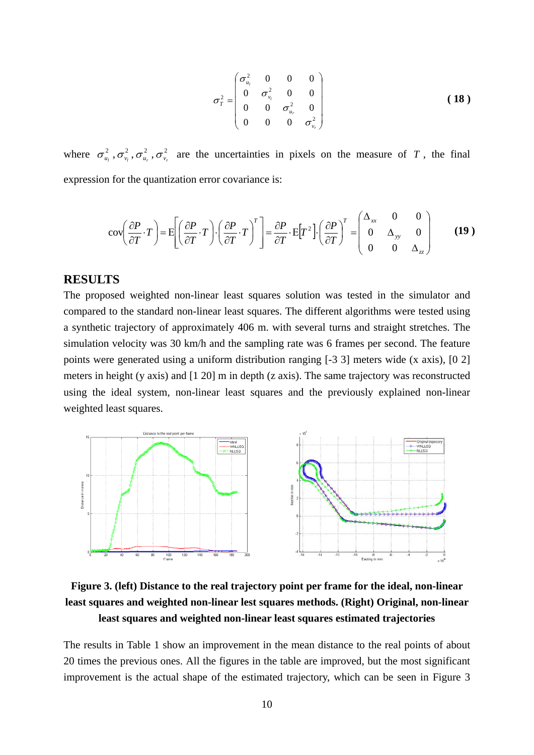$$
\sigma_T^2 = \begin{pmatrix} \sigma_{u_l}^2 & 0 & 0 & 0 \\ 0 & \sigma_{v_l}^2 & 0 & 0 \\ 0 & 0 & \sigma_{u_r}^2 & 0 \\ 0 & 0 & 0 & \sigma_{v_r}^2 \end{pmatrix} \quad (18)
$$

where $\sigma_{u_l}^2, \sigma_{v_l}^2, \sigma_{u_r}^2, \sigma_{v_r}^2$ are the uncertainties in pixels on the measure of $T$, the final expression for the quantization error covariance is:

$$
\operatorname{cov}\left(\frac{\partial P}{\partial T} \cdot T\right) = \mathrm{E}\left[\left(\frac{\partial P}{\partial T} \cdot T\right) \cdot \left(\frac{\partial P}{\partial T} \cdot T\right)^T\right] = \frac{\partial P}{\partial T} \cdot \mathrm{E}\left[T^2\right] \cdot \left(\frac{\partial P}{\partial T}\right)^T = \begin{pmatrix} \Delta_{xx} & 0 & 0 \\ 0 & \Delta_{yy} & 0 \\ 0 & 0 & \Delta_{zz} \end{pmatrix} \quad (19)
$$

## RESULTS

The proposed weighted non-linear least squares solution was tested in the simulator and compared to the standard non-linear least squares. The different algorithms were tested using a synthetic trajectory of approximately 406 m. with several turns and straight stretches. The simulation velocity was 30 km/h and the sampling rate was 6 frames per second. The feature points were generated using a uniform distribution ranging [-3 3] meters wide (x axis), [0 2] meters in height (y axis) and [1 20] m in depth (z axis). The same trajectory was reconstructed using the ideal system, non-linear least squares and the previously explained non-linear weighted least squares.

**Figure 3. (left) Distance to the real trajectory point per frame for the ideal, non-linear least squares and weighted non-linear lest squares methods. (Right) Original, non-linear least squares and weighted non-linear least squares estimated trajectories**

The results in Table 1 show an improvement in the mean distance to the real points of about 20 times the previous ones. All the figures in the table are improved, but the most significant improvement is the actual shape of the estimated trajectory, which can be seen in Figure 3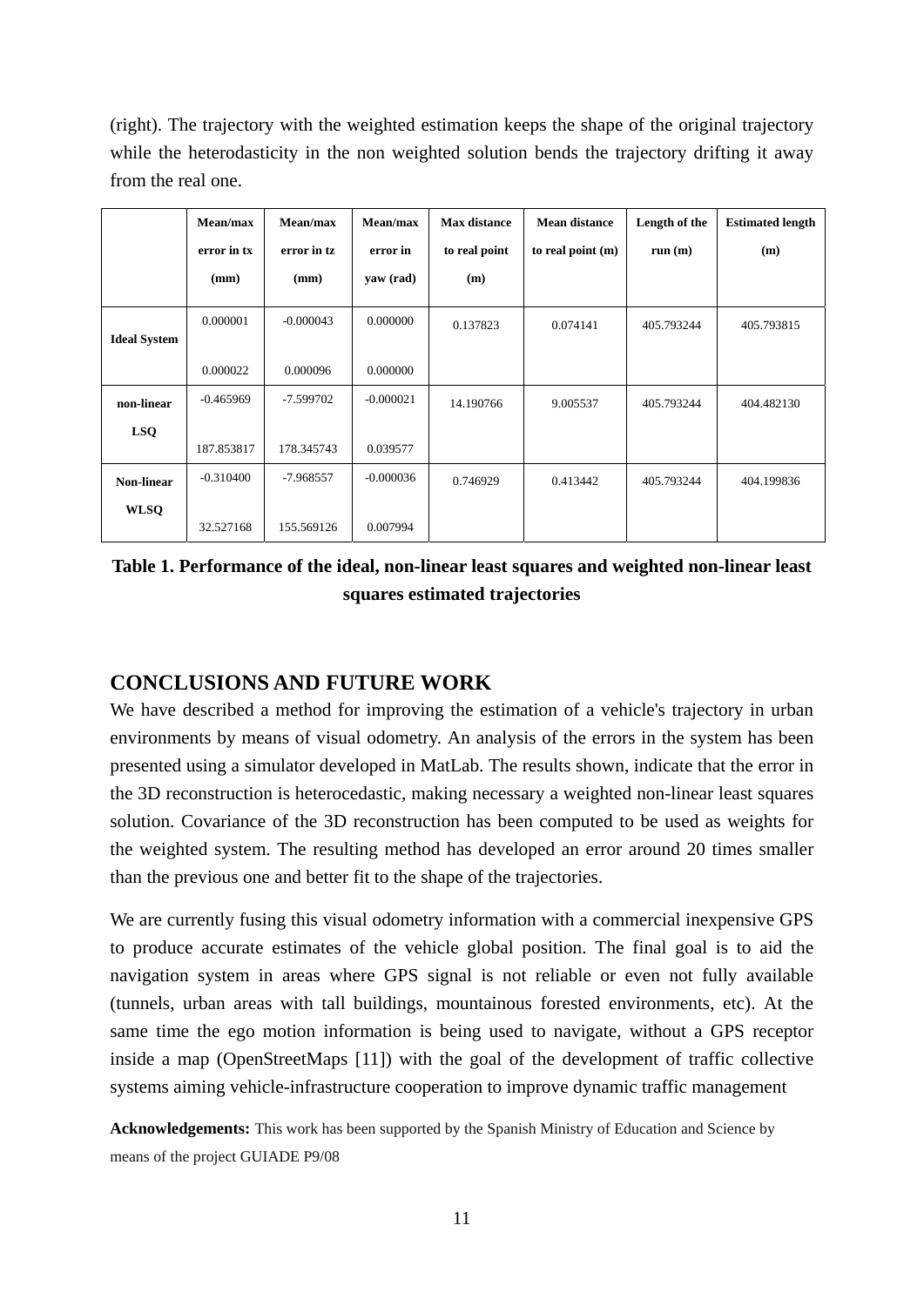(right). The trajectory with the weighted estimation keeps the shape of the original trajectory while the heterodasticity in the non weighted solution bends the trajectory drifting it away from the real one.

| | Mean/max error in tx (mm) | Mean/max error in tz (mm) | Mean/max error in yaw (rad) | Max distance to real point (m) | Mean distance to real point (m) | Length of the run (m) | Estimated length (m) |
|---|---|---|---|---|---|---|---|
| **Ideal System** | 0.000001<br>0.000022 | -0.000043<br>0.000096 | 0.000000<br>0.000000 | 0.137823 | 0.074141 | 405.793244 | 405.793815 |
| **non-linear LSQ** | -0.465969<br>187.853817 | -7.599702<br>178.345743 | -0.000021<br>0.039577 | 14.190766 | 9.005537 | 405.793244 | 404.482130 |
| **Non-linear WLSQ** | -0.310400<br>32.527168 | -7.968557<br>155.569126 | -0.000036<br>0.007994 | 0.746929 | 0.413442 | 405.793244 | 404.199836 |

**Table 1. Performance of the ideal, non-linear least squares and weighted non-linear least squares estimated trajectories**

## CONCLUSIONS AND FUTURE WORK

We have described a method for improving the estimation of a vehicle's trajectory in urban environments by means of visual odometry. An analysis of the errors in the system has been presented using a simulator developed in MatLab. The results shown, indicate that the error in the 3D reconstruction is heterocedastic, making necessary a weighted non-linear least squares solution. Covariance of the 3D reconstruction has been computed to be used as weights for the weighted system. The resulting method has developed an error around 20 times smaller than the previous one and better fit to the shape of the trajectories.

We are currently fusing this visual odometry information with a commercial inexpensive GPS to produce accurate estimates of the vehicle global position. The final goal is to aid the navigation system in areas where GPS signal is not reliable or even not fully available (tunnels, urban areas with tall buildings, mountainous forested environments, etc). At the same time the ego motion information is being used to navigate, without a GPS receptor inside a map (OpenStreetMaps [11]) with the goal of the development of traffic collective systems aiming vehicle-infrastructure cooperation to improve dynamic traffic management

**Acknowledgements:** This work has been supported by the Spanish Ministry of Education and Science by means of the project GUIADE P9/08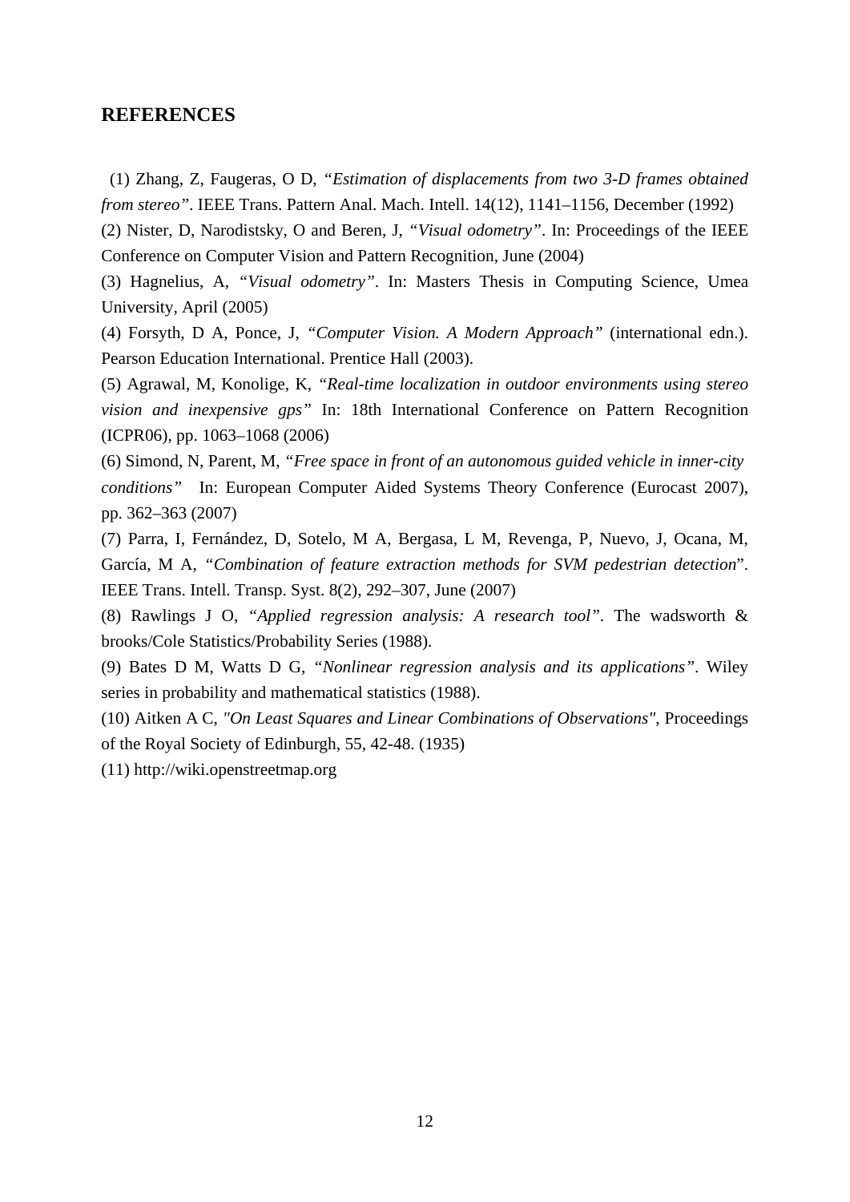## REFERENCES

(1) Zhang, Z, Faugeras, O D, *"Estimation of displacements from two 3-D frames obtained from stereo"*. IEEE Trans. Pattern Anal. Mach. Intell. 14(12), 1141–1156, December (1992)

(2) Nister, D, Narodistsky, O and Beren, J, *"Visual odometry"*. In: Proceedings of the IEEE Conference on Computer Vision and Pattern Recognition, June (2004)

(3) Hagnelius, A, *"Visual odometry"*. In: Masters Thesis in Computing Science, Umea University, April (2005)

(4) Forsyth, D A, Ponce, J, *"Computer Vision. A Modern Approach"* (international edn.). Pearson Education International. Prentice Hall (2003).

(5) Agrawal, M, Konolige, K, *"Real-time localization in outdoor environments using stereo vision and inexpensive gps"* In: 18th International Conference on Pattern Recognition (ICPR06), pp. 1063–1068 (2006)

(6) Simond, N, Parent, M, *"Free space in front of an autonomous guided vehicle in inner-city conditions"* In: European Computer Aided Systems Theory Conference (Eurocast 2007), pp. 362–363 (2007)

(7) Parra, I, Fernández, D, Sotelo, M A, Bergasa, L M, Revenga, P, Nuevo, J, Ocana, M, García, M A, "*Combination of feature extraction methods for SVM pedestrian detection*". IEEE Trans. Intell. Transp. Syst. 8(2), 292–307, June (2007)

(8) Rawlings J O, *"Applied regression analysis: A research tool"*. The wadsworth & brooks/Cole Statistics/Probability Series (1988).

(9) Bates D M, Watts D G, *"Nonlinear regression analysis and its applications"*. Wiley series in probability and mathematical statistics (1988).

(10) Aitken A C, *"On Least Squares and Linear Combinations of Observations"*, Proceedings of the Royal Society of Edinburgh, 55, 42-48. (1935)

(11) http://wiki.openstreetmap.org